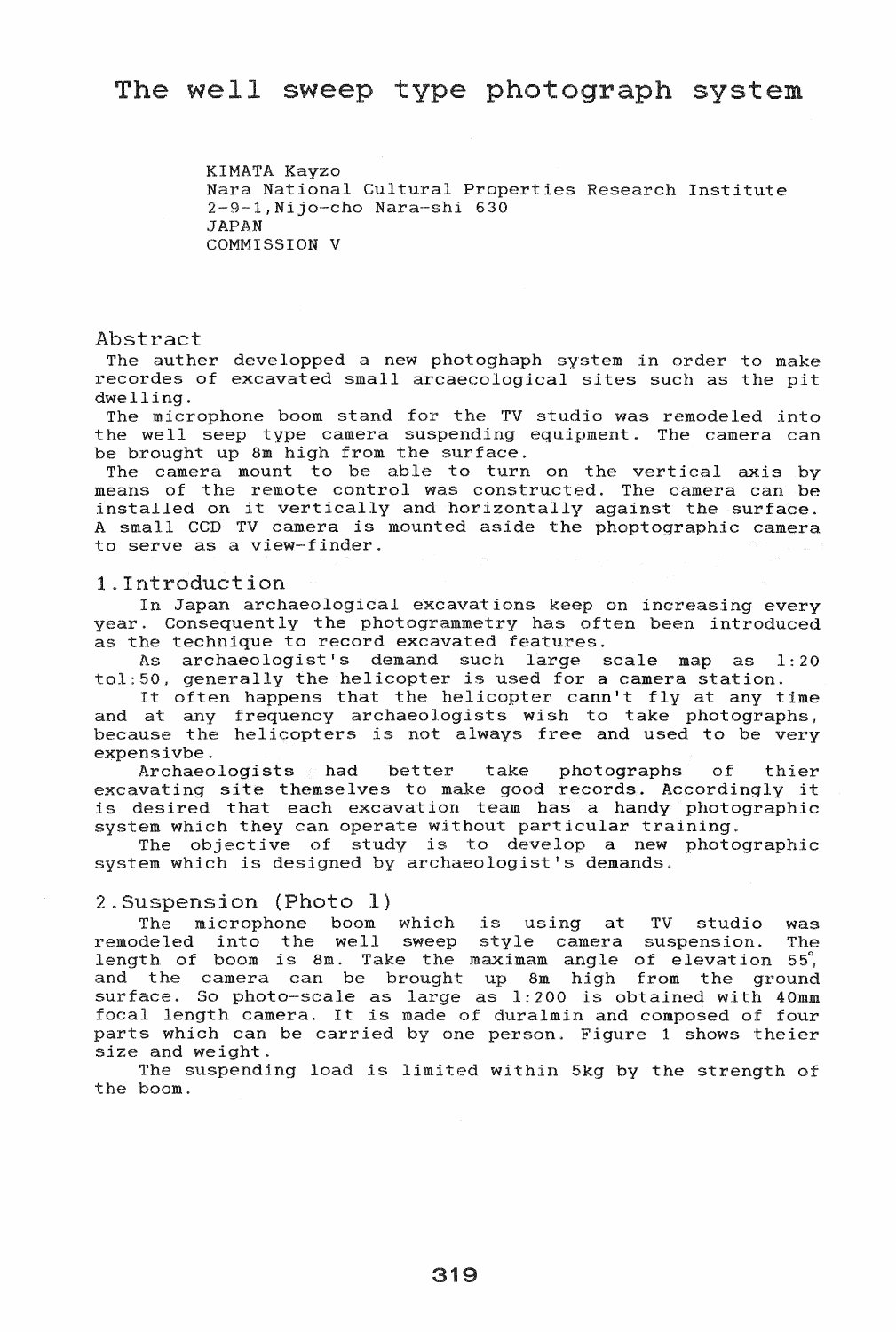# The well sweep type photograph system

KIMATA Kayzo
Nara National Cultural Properties Research Institute
2-9-1,Nijo-cho Nara-shi 630
JAPAN
COMMISSION V

## Abstract

The auther developped a new photoghaph system in order to make recordes of excavated small arcaecological sites such as the pit dwelling.

The microphone boom stand for the TV studio was remodeled into the well seep type camera suspending equipment. The camera can be brought up 8m high from the surface.

The camera mount to be able to turn on the vertical axis by means of the remote control was constructed. The camera can be installed on it vertically and horizontally against the surface. A small CCD TV camera is mounted aside the phoptographic camera to serve as a view-finder.

## 1.Introduction

In Japan archaeological excavations keep on increasing every year. Consequently the photogrammetry has often been introduced as the technique to record excavated features.

As archaeologist's demand such large scale map as 1:20 tol:50, generally the helicopter is used for a camera station.

It often happens that the helicopter cann't fly at any time and at any frequency archaeologists wish to take photographs, because the helicopters is not always free and used to be very expensivbe.

Archaeologists had better take photographs of thier excavating site themselves to make good records. Accordingly it is desired that each excavation team has a handy photographic system which they can operate without particular training.

The objective of study is to develop a new photographic system which is designed by archaeologist's demands.

## 2.Suspension (Photo 1)

The microphone boom which is using at TV studio was remodeled into the well sweep style camera suspension. The length of boom is 8m. Take the maximam angle of elevation 55°, and the camera can be brought up 8m high from the ground surface. So photo-scale as large as 1:200 is obtained with 40mm focal length camera. It is made of duralmin and composed of four parts which can be carried by one person. Figure 1 shows theier size and weight.

The suspending load is limited within 5kg by the strength of the boom.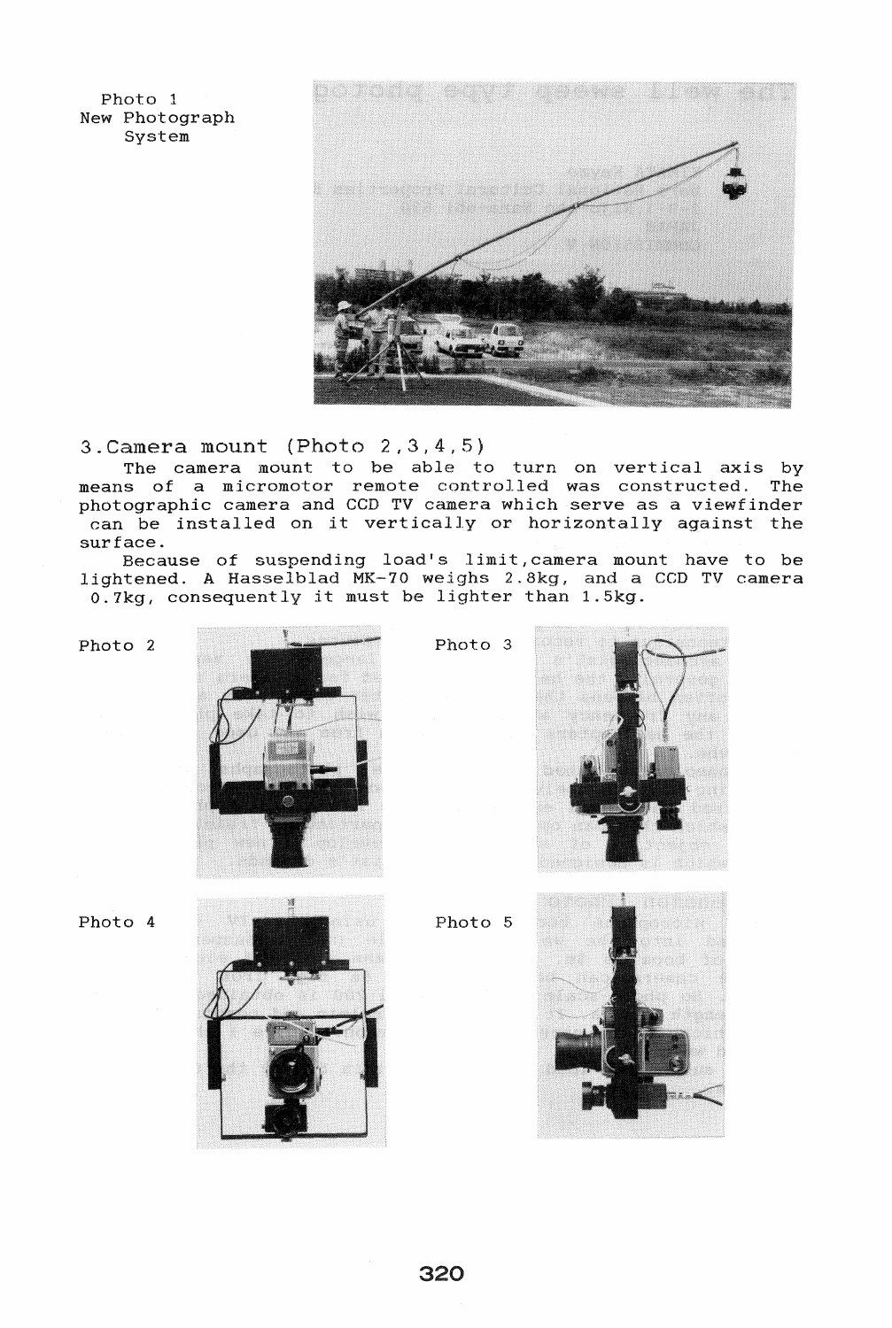Photo 1
New Photograph
System

## 3. Camera mount (Photo 2,3,4,5)

The camera mount to be able to turn on vertical axis by means of a micromotor remote controlled was constructed. The photographic camera and CCD TV camera which serve as a viewfinder can be installed on it vertically or horizontally against the surface.

Because of suspending load's limit, camera mount have to be lightened. A Hasselblad MK-70 weighs 2.8kg, and a CCD TV camera 0.7kg, consequently it must be lighter than 1.5kg.

Photo 2

Photo 3

Photo 4

Photo 5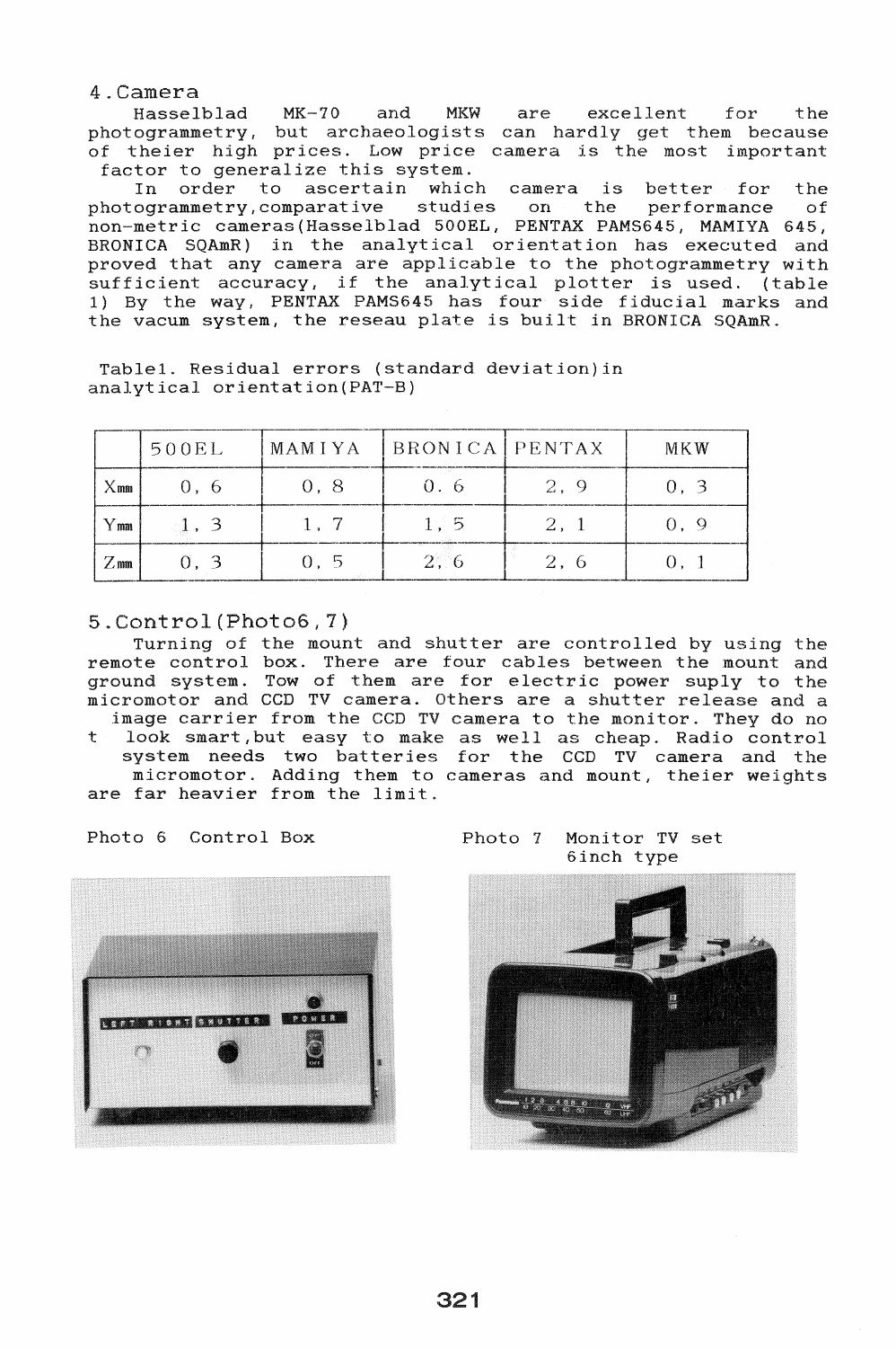## 4. Camera

Hasselblad MK-70 and MKW are excellent for the photogrammetry, but archaeologists can hardly get them because of theier high prices. Low price camera is the most important factor to generalize this system.

In order to ascertain which camera is better for the photogrammetry, comparative studies on the performance of non-metric cameras(Hasselblad 500EL, PENTAX PAMS645, MAMIYA 645, BRONICA SQAmR) in the analytical orientation has executed and proved that any camera are applicable to the photogrammetry with sufficient accuracy, if the analytical plotter is used. (table 1) By the way, PENTAX PAMS645 has four side fiducial marks and the vacum system, the reseau plate is built in BRONICA SQAmR.

Table1. Residual errors (standard deviation)in analytical orientation(PAT-B)

| | 500EL | MAMIYA | BRONICA | PENTAX | MKW |
|---|---|---|---|---|---|
| Xmm | 0, 6 | 0, 8 | 0. 6 | 2, 9 | 0, 3 |
| Ymm | 1, 3 | 1, 7 | 1, 5 | 2, 1 | 0, 9 |
| Zmm | 0, 3 | 0, 5 | 2, 6 | 2, 6 | 0, 1 |

## 5. Control(Photo6,7)

Turning of the mount and shutter are controlled by using the remote control box. There are four cables between the mount and ground system. Tow of them are for electric power suply to the micromotor and CCD TV camera. Others are a shutter release and a image carrier from the CCD TV camera to the monitor. They do no t look smart,but easy to make as well as cheap. Radio control system needs two batteries for the CCD TV camera and the micromotor. Adding them to cameras and mount, theier weights are far heavier from the limit.

Photo 6 Control Box

Photo 7 Monitor TV set 6inch type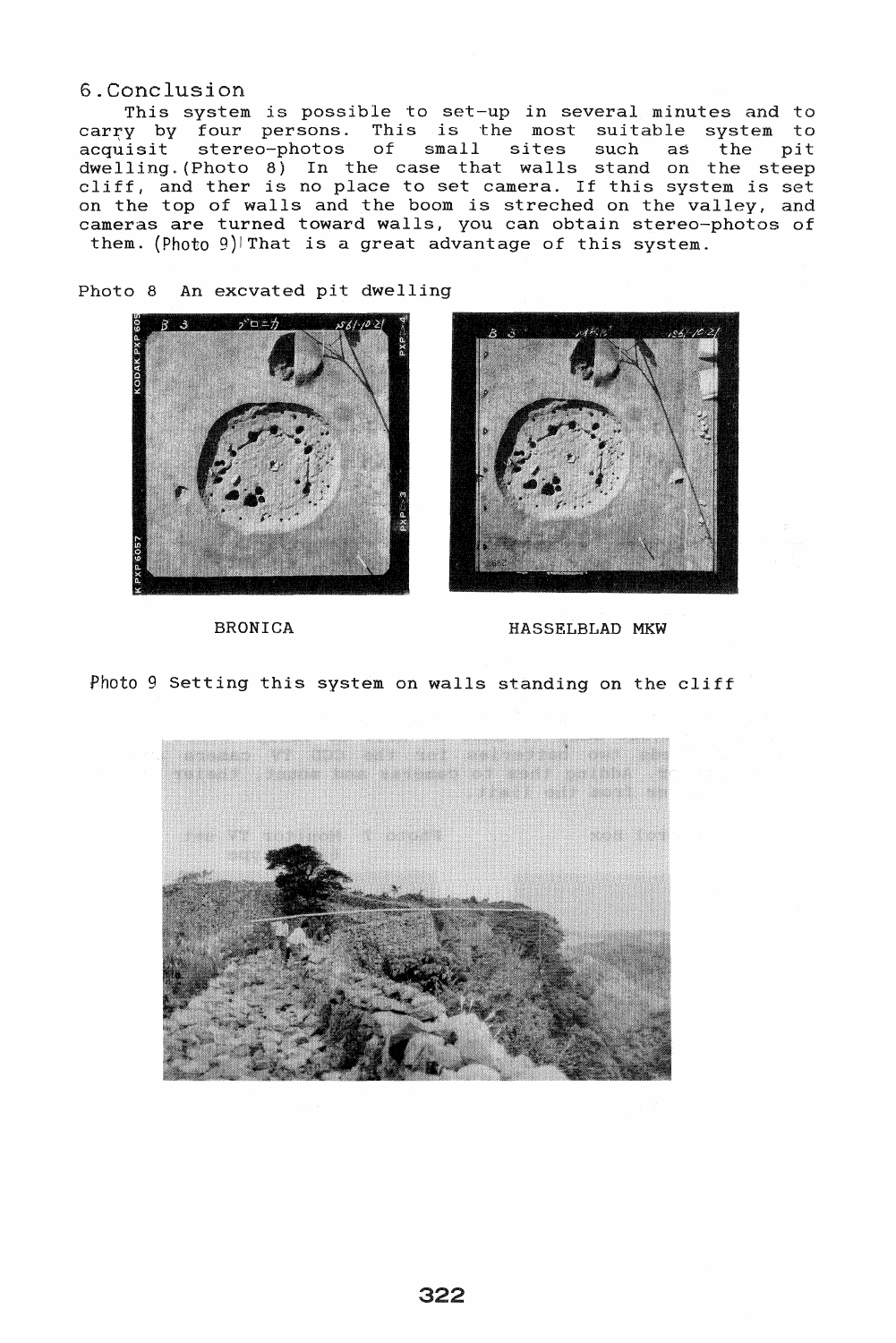## 6. Conclusion

This system is possible to set-up in several minutes and to carry by four persons. This is the most suitable system to acquisit stereo-photos of small sites such as the pit dwelling.(Photo 8) In the case that walls stand on the steep cliff, and ther is no place to set camera. If this system is set on the top of walls and the boom is streched on the valley, and cameras are turned toward walls, you can obtain stereo-photos of them. (Photo 9) That is a great advantage of this system.

Photo 8 An excvated pit dwelling

BRONICA HASSELBLAD MKW

Photo 9 Setting this system on walls standing on the cliff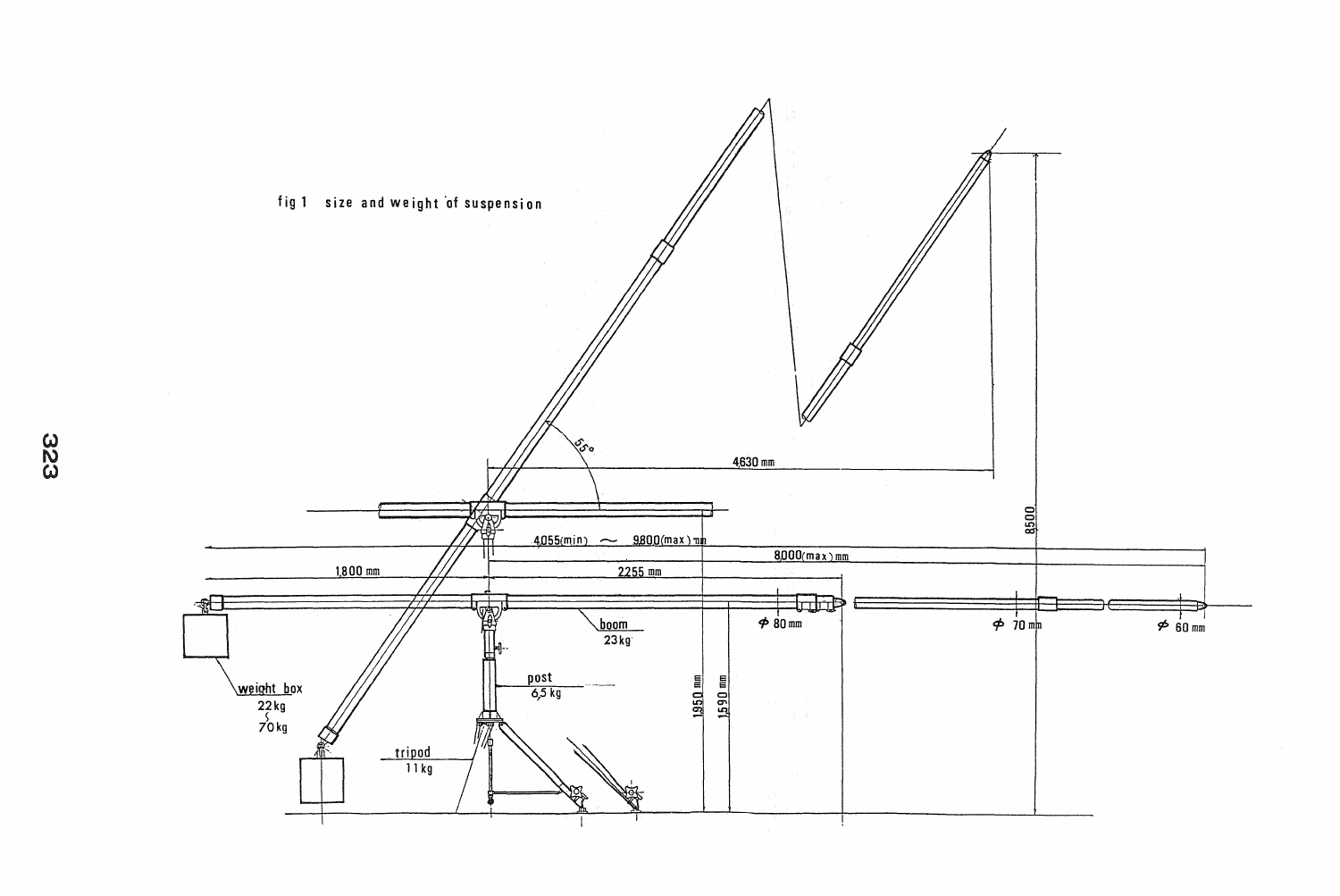fig 1 size and weight of suspension

55°

4630 mm

8500

4055(min) ~ 9800(max) mm

8000(max) mm

1,800 mm

2255 mm

boom
23 kg

φ 80 mm

φ 70 mm

φ 60 mm

weight box
22 kg
~
70 kg

post
6,5 kg

tripod
11 kg

1950 mm

1590 mm